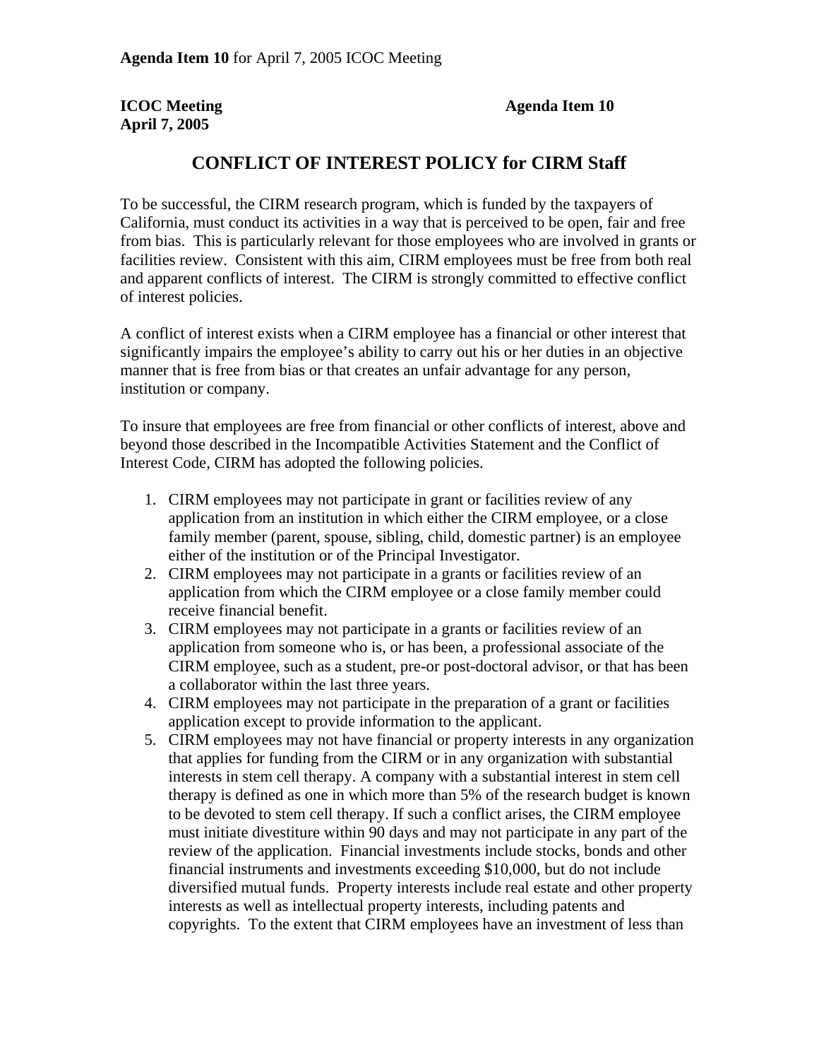**Agenda Item 10** for April 7, 2005 ICOC Meeting

**ICOC Meeting** **Agenda Item 10**
**April 7, 2005**

# CONFLICT OF INTEREST POLICY for CIRM Staff

To be successful, the CIRM research program, which is funded by the taxpayers of California, must conduct its activities in a way that is perceived to be open, fair and free from bias. This is particularly relevant for those employees who are involved in grants or facilities review. Consistent with this aim, CIRM employees must be free from both real and apparent conflicts of interest. The CIRM is strongly committed to effective conflict of interest policies.

A conflict of interest exists when a CIRM employee has a financial or other interest that significantly impairs the employee's ability to carry out his or her duties in an objective manner that is free from bias or that creates an unfair advantage for any person, institution or company.

To insure that employees are free from financial or other conflicts of interest, above and beyond those described in the Incompatible Activities Statement and the Conflict of Interest Code, CIRM has adopted the following policies.

1. CIRM employees may not participate in grant or facilities review of any application from an institution in which either the CIRM employee, or a close family member (parent, spouse, sibling, child, domestic partner) is an employee either of the institution or of the Principal Investigator.
2. CIRM employees may not participate in a grants or facilities review of an application from which the CIRM employee or a close family member could receive financial benefit.
3. CIRM employees may not participate in a grants or facilities review of an application from someone who is, or has been, a professional associate of the CIRM employee, such as a student, pre-or post-doctoral advisor, or that has been a collaborator within the last three years.
4. CIRM employees may not participate in the preparation of a grant or facilities application except to provide information to the applicant.
5. CIRM employees may not have financial or property interests in any organization that applies for funding from the CIRM or in any organization with substantial interests in stem cell therapy. A company with a substantial interest in stem cell therapy is defined as one in which more than 5% of the research budget is known to be devoted to stem cell therapy. If such a conflict arises, the CIRM employee must initiate divestiture within 90 days and may not participate in any part of the review of the application. Financial investments include stocks, bonds and other financial instruments and investments exceeding $10,000, but do not include diversified mutual funds. Property interests include real estate and other property interests as well as intellectual property interests, including patents and copyrights. To the extent that CIRM employees have an investment of less than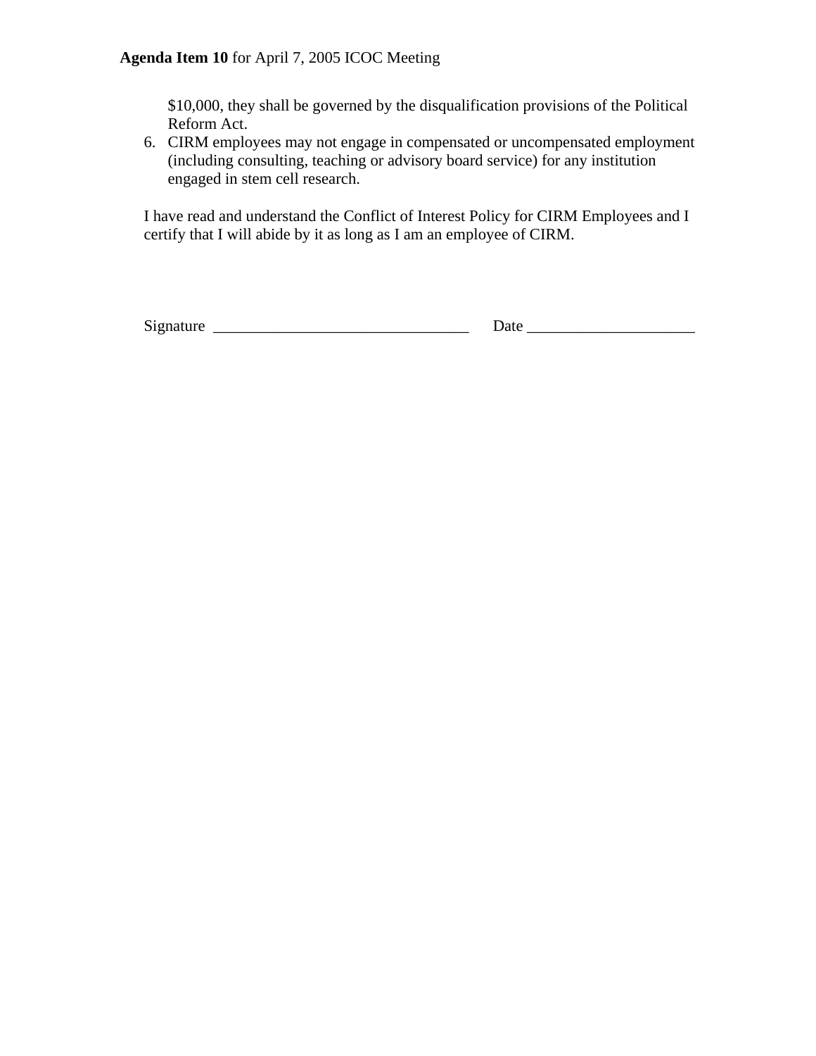$10,000, they shall be governed by the disqualification provisions of the Political Reform Act.

6. CIRM employees may not engage in compensated or uncompensated employment (including consulting, teaching or advisory board service) for any institution engaged in stem cell research.

I have read and understand the Conflict of Interest Policy for CIRM Employees and I certify that I will abide by it as long as I am an employee of CIRM.

Signature ________________________________ Date _____________________